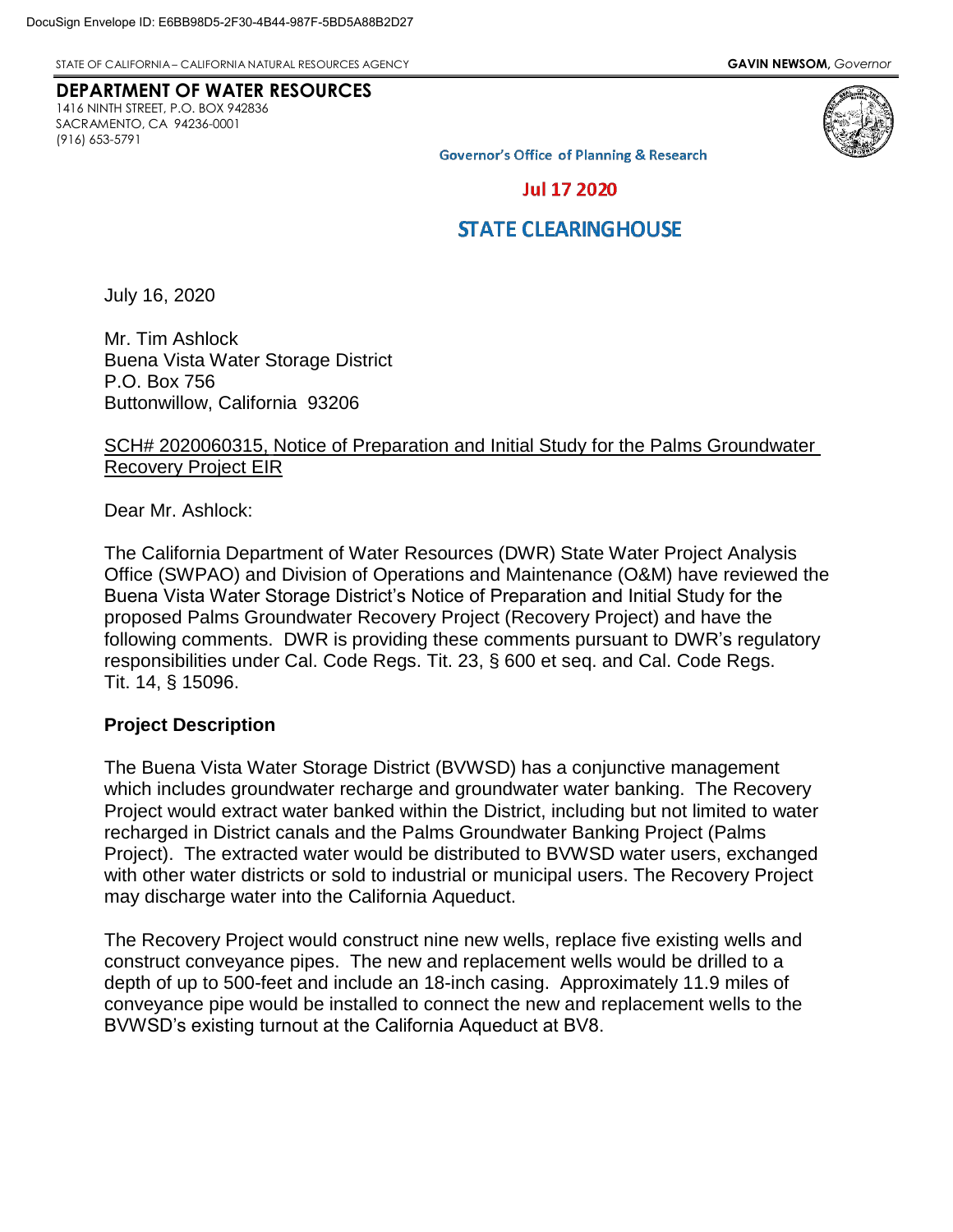DocuSign Envelope ID: E6BB98D5-2F30-4B44-987F-5BD5A88B2D27

STATE OF CALIFORNIA – CALIFORNIA NATURAL RESOURCES AGENCY **GAVIN NEWSOM,** *Governor*

**DEPARTMENT OF WATER RESOURCES**
1416 NINTH STREET, P.O. BOX 942836
SACRAMENTO, CA 94236-0001
(916) 653-5791

Governor's Office of Planning & Research

Jul 17 2020

STATE CLEARINGHOUSE

July 16, 2020

Mr. Tim Ashlock
Buena Vista Water Storage District
P.O. Box 756
Buttonwillow, California 93206

SCH# 2020060315, Notice of Preparation and Initial Study for the Palms Groundwater Recovery Project EIR

Dear Mr. Ashlock:

The California Department of Water Resources (DWR) State Water Project Analysis Office (SWPAO) and Division of Operations and Maintenance (O&M) have reviewed the Buena Vista Water Storage District's Notice of Preparation and Initial Study for the proposed Palms Groundwater Recovery Project (Recovery Project) and have the following comments. DWR is providing these comments pursuant to DWR's regulatory responsibilities under Cal. Code Regs. Tit. 23, § 600 et seq. and Cal. Code Regs. Tit. 14, § 15096.

## Project Description

The Buena Vista Water Storage District (BVWSD) has a conjunctive management which includes groundwater recharge and groundwater water banking. The Recovery Project would extract water banked within the District, including but not limited to water recharged in District canals and the Palms Groundwater Banking Project (Palms Project). The extracted water would be distributed to BVWSD water users, exchanged with other water districts or sold to industrial or municipal users. The Recovery Project may discharge water into the California Aqueduct.

The Recovery Project would construct nine new wells, replace five existing wells and construct conveyance pipes. The new and replacement wells would be drilled to a depth of up to 500-feet and include an 18-inch casing. Approximately 11.9 miles of conveyance pipe would be installed to connect the new and replacement wells to the BVWSD's existing turnout at the California Aqueduct at BV8.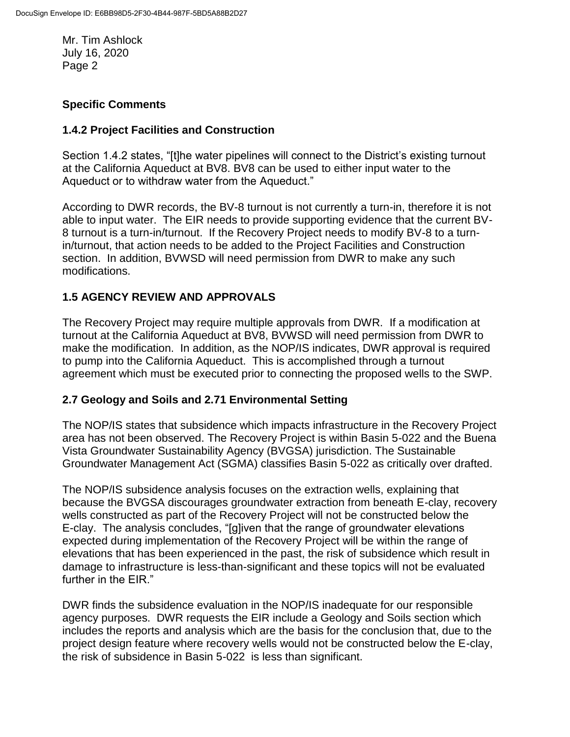**Specific Comments**

**1.4.2 Project Facilities and Construction**

Section 1.4.2 states, "[t]he water pipelines will connect to the District's existing turnout at the California Aqueduct at BV8. BV8 can be used to either input water to the Aqueduct or to withdraw water from the Aqueduct."

According to DWR records, the BV-8 turnout is not currently a turn-in, therefore it is not able to input water. The EIR needs to provide supporting evidence that the current BV-8 turnout is a turn-in/turnout. If the Recovery Project needs to modify BV-8 to a turn-in/turnout, that action needs to be added to the Project Facilities and Construction section. In addition, BVWSD will need permission from DWR to make any such modifications.

**1.5 AGENCY REVIEW AND APPROVALS**

The Recovery Project may require multiple approvals from DWR. If a modification at turnout at the California Aqueduct at BV8, BVWSD will need permission from DWR to make the modification. In addition, as the NOP/IS indicates, DWR approval is required to pump into the California Aqueduct. This is accomplished through a turnout agreement which must be executed prior to connecting the proposed wells to the SWP.

**2.7 Geology and Soils and 2.71 Environmental Setting**

The NOP/IS states that subsidence which impacts infrastructure in the Recovery Project area has not been observed. The Recovery Project is within Basin 5-022 and the Buena Vista Groundwater Sustainability Agency (BVGSA) jurisdiction. The Sustainable Groundwater Management Act (SGMA) classifies Basin 5-022 as critically over drafted.

The NOP/IS subsidence analysis focuses on the extraction wells, explaining that because the BVGSA discourages groundwater extraction from beneath E-clay, recovery wells constructed as part of the Recovery Project will not be constructed below the E-clay. The analysis concludes, "[g]iven that the range of groundwater elevations expected during implementation of the Recovery Project will be within the range of elevations that has been experienced in the past, the risk of subsidence which result in damage to infrastructure is less-than-significant and these topics will not be evaluated further in the EIR."

DWR finds the subsidence evaluation in the NOP/IS inadequate for our responsible agency purposes. DWR requests the EIR include a Geology and Soils section which includes the reports and analysis which are the basis for the conclusion that, due to the project design feature where recovery wells would not be constructed below the E-clay, the risk of subsidence in Basin 5-022 is less than significant.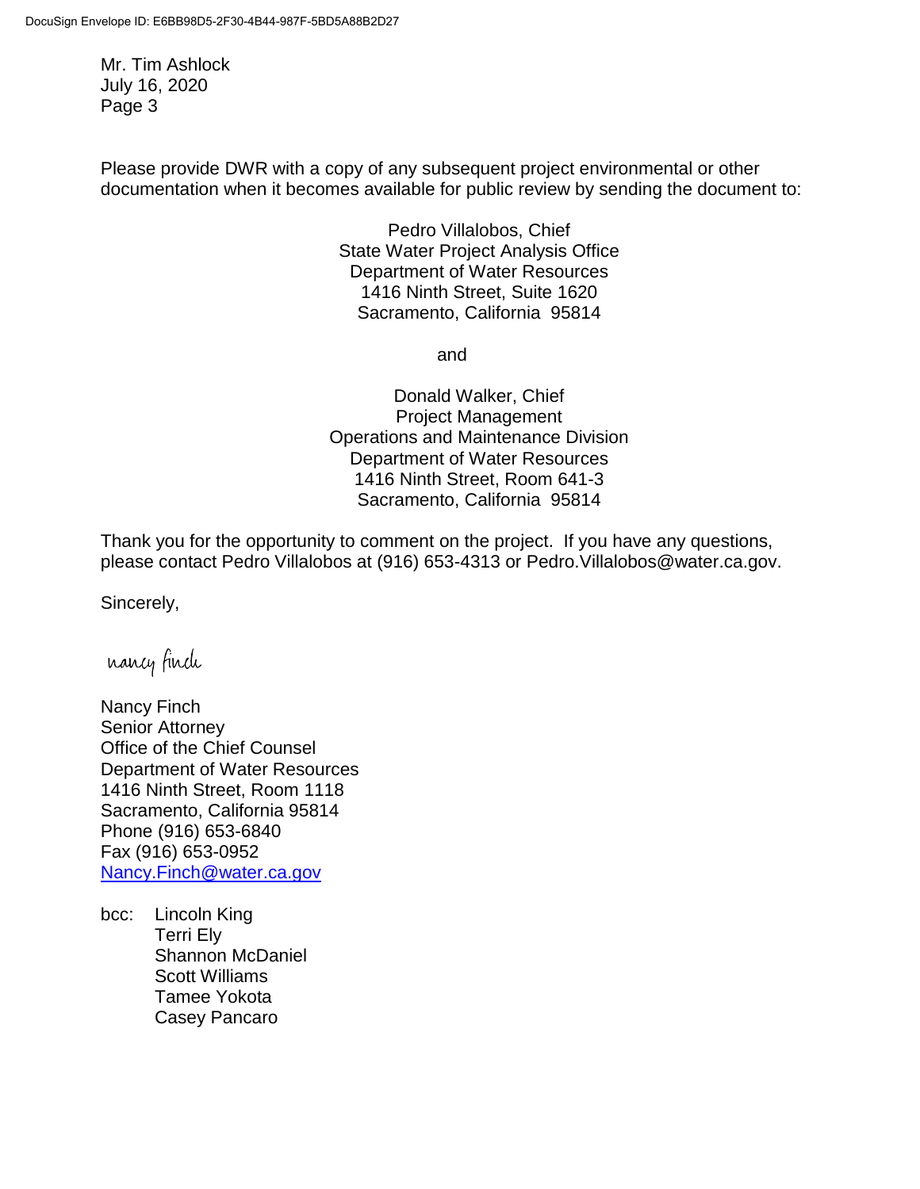Please provide DWR with a copy of any subsequent project environmental or other documentation when it becomes available for public review by sending the document to:

Pedro Villalobos, Chief
State Water Project Analysis Office
Department of Water Resources
1416 Ninth Street, Suite 1620
Sacramento, California 95814

and

Donald Walker, Chief
Project Management
Operations and Maintenance Division
Department of Water Resources
1416 Ninth Street, Room 641-3
Sacramento, California 95814

Thank you for the opportunity to comment on the project. If you have any questions, please contact Pedro Villalobos at (916) 653-4313 or Pedro.Villalobos@water.ca.gov.

Sincerely,

nancy finch

Nancy Finch
Senior Attorney
Office of the Chief Counsel
Department of Water Resources
1416 Ninth Street, Room 1118
Sacramento, California 95814
Phone (916) 653-6840
Fax (916) 653-0952
Nancy.Finch@water.ca.gov

bcc: Lincoln King
Terri Ely
Shannon McDaniel
Scott Williams
Tamee Yokota
Casey Pancaro